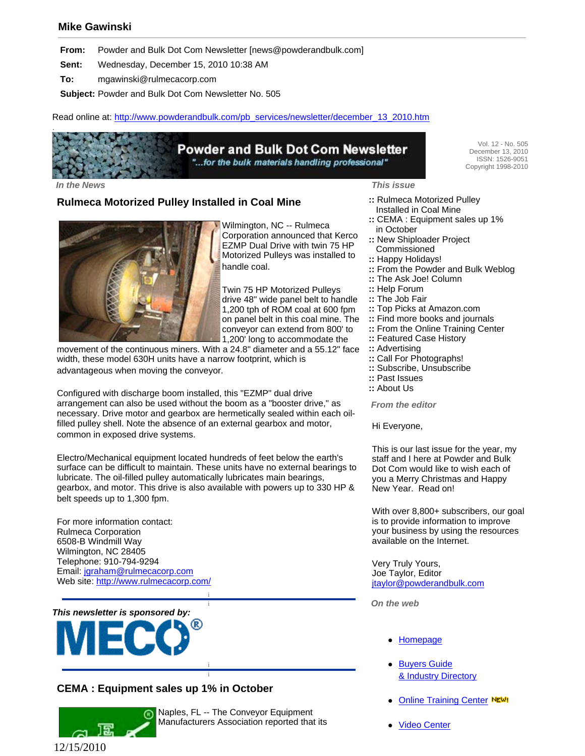## Mike Gawinski

**From:** Powder and Bulk Dot Com Newsletter [news@powderandbulk.com]

**Sent:** Wednesday, December 15, 2010 10:38 AM

**To:** mgawinski@rulmecacorp.com

**Subject:** Powder and Bulk Dot Com Newsletter No. 505

Read online at: http://www.powderandbulk.com/pb_services/newsletter/december_13_2010.htm

**Powder and Bulk Dot Com Newsletter**
*"...for the bulk materials handling professional"*

Vol. 12 - No. 505
December 13, 2010
ISSN: 1526-9051
Copyright 1998-2010

*In the News*

### Rulmeca Motorized Pulley Installed in Coal Mine

Wilmington, NC -- Rulmeca Corporation announced that Kerco EZMP Dual Drive with twin 75 HP Motorized Pulleys was installed to handle coal.

Twin 75 HP Motorized Pulleys drive 48" wide panel belt to handle 1,200 tph of ROM coal at 600 fpm on panel belt in this coal mine. The conveyor can extend from 800' to 1,200' long to accommodate the movement of the continuous miners. With a 24.8" diameter and a 55.12" face width, these model 630H units have a narrow footprint, which is advantageous when moving the conveyor.

Configured with discharge boom installed, this "EZMP" dual drive arrangement can also be used without the boom as a "booster drive," as necessary. Drive motor and gearbox are hermetically sealed within each oil-filled pulley shell. Note the absence of an external gearbox and motor, common in exposed drive systems.

Electro/Mechanical equipment located hundreds of feet below the earth's surface can be difficult to maintain. These units have no external bearings to lubricate. The oil-filled pulley automatically lubricates main bearings, gearbox, and motor. This drive is also available with powers up to 330 HP & belt speeds up to 1,300 fpm.

For more information contact:
Rulmeca Corporation
6508-B Windmill Way
Wilmington, NC 28405
Telephone: 910-794-9294
Email: jgraham@rulmecacorp.com
Web site: http://www.rulmecacorp.com/

*This newsletter is sponsored by:*

MECO®

### CEMA : Equipment sales up 1% in October

Naples, FL -- The Conveyor Equipment Manufacturers Association reported that its

*This issue*

- Rulmeca Motorized Pulley Installed in Coal Mine
- CEMA : Equipment sales up 1% in October
- New Shiploader Project Commissioned
- Happy Holidays!
- From the Powder and Bulk Weblog
- The Ask Joe! Column
- Help Forum
- The Job Fair
- Top Picks at Amazon.com
- Find more books and journals
- From the Online Training Center
- Featured Case History
- Advertising
- Call For Photographs!
- Subscribe, Unsubscribe
- Past Issues
- About Us

*From the editor*

Hi Everyone,

This is our last issue for the year, my staff and I here at Powder and Bulk Dot Com would like to wish each of you a Merry Christmas and Happy New Year. Read on!

With over 8,800+ subscribers, our goal is to provide information to improve your business by using the resources available on the Internet.

Very Truly Yours,
Joe Taylor, Editor
jtaylor@powderandbulk.com

*On the web*

- Homepage
- Buyers Guide & Industry Directory
- Online Training Center NEW!
- Video Center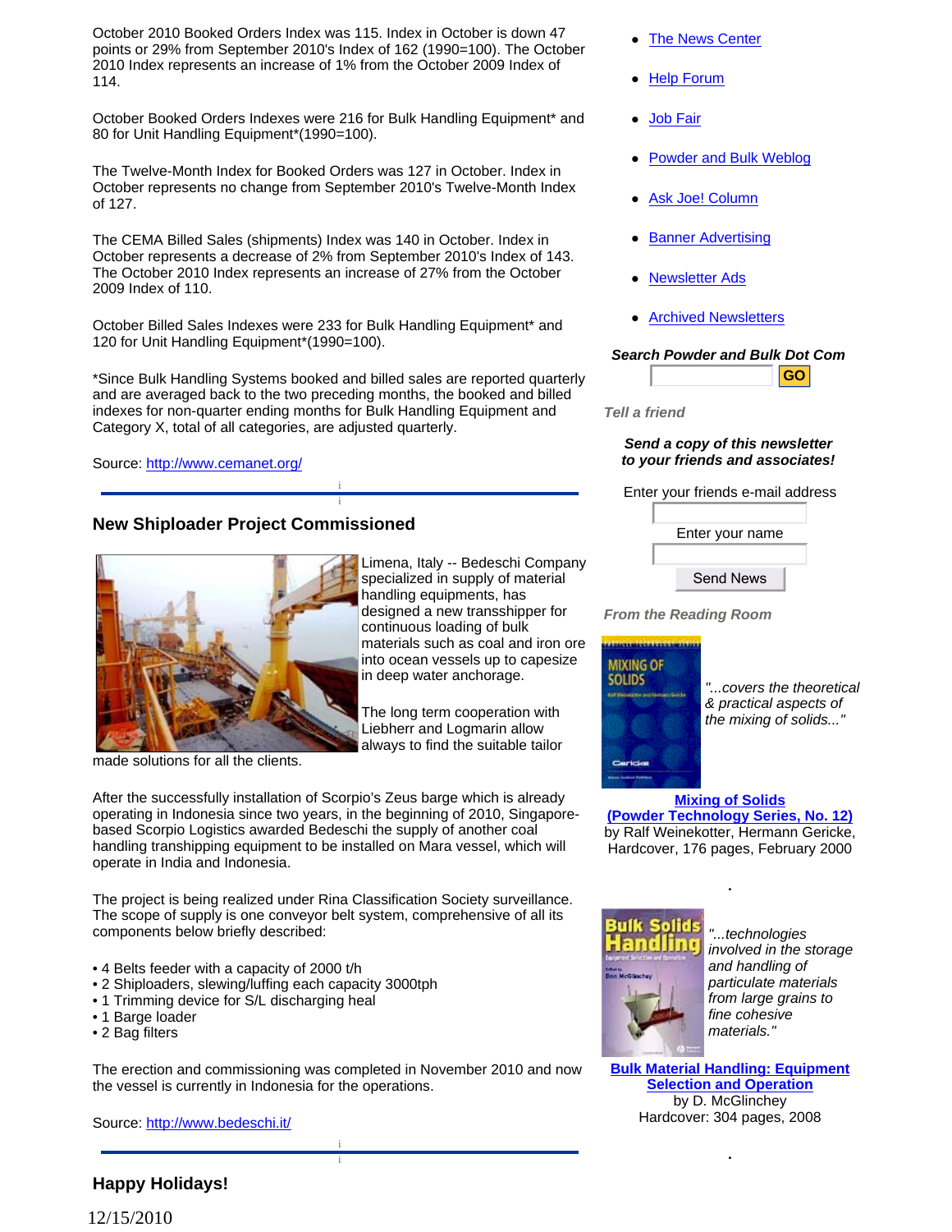October 2010 Booked Orders Index was 115. Index in October is down 47 points or 29% from September 2010's Index of 162 (1990=100). The October 2010 Index represents an increase of 1% from the October 2009 Index of 114.

October Booked Orders Indexes were 216 for Bulk Handling Equipment* and 80 for Unit Handling Equipment*(1990=100).

The Twelve-Month Index for Booked Orders was 127 in October. Index in October represents no change from September 2010's Twelve-Month Index of 127.

The CEMA Billed Sales (shipments) Index was 140 in October. Index in October represents a decrease of 2% from September 2010's Index of 143. The October 2010 Index represents an increase of 27% from the October 2009 Index of 110.

October Billed Sales Indexes were 233 for Bulk Handling Equipment* and 120 for Unit Handling Equipment*(1990=100).

*Since Bulk Handling Systems booked and billed sales are reported quarterly and are averaged back to the two preceding months, the booked and billed indexes for non-quarter ending months for Bulk Handling Equipment and Category X, total of all categories, are adjusted quarterly.

Source: http://www.cemanet.org/

## New Shiploader Project Commissioned

Limena, Italy -- Bedeschi Company specialized in supply of material handling equipments, has designed a new transshipper for continuous loading of bulk materials such as coal and iron ore into ocean vessels up to capesize in deep water anchorage.

The long term cooperation with Liebherr and Logmarin allow always to find the suitable tailor made solutions for all the clients.

After the successfully installation of Scorpio's Zeus barge which is already operating in Indonesia since two years, in the beginning of 2010, Singapore-based Scorpio Logistics awarded Bedeschi the supply of another coal handling transhipping equipment to be installed on Mara vessel, which will operate in India and Indonesia.

The project is being realized under Rina Classification Society surveillance. The scope of supply is one conveyor belt system, comprehensive of all its components below briefly described:

- 4 Belts feeder with a capacity of 2000 t/h
- 2 Shiploaders, slewing/luffing each capacity 3000tph
- 1 Trimming device for S/L discharging heal
- 1 Barge loader
- 2 Bag filters

The erection and commissioning was completed in November 2010 and now the vessel is currently in Indonesia for the operations.

Source: http://www.bedeschi.it/

## Happy Holidays!

- The News Center
- Help Forum
- Job Fair
- Powder and Bulk Weblog
- Ask Joe! Column
- Banner Advertising
- Newsletter Ads
- Archived Newsletters

***Search Powder and Bulk Dot Com***

GO

***Tell a friend***

***Send a copy of this newsletter to your friends and associates!***

Enter your friends e-mail address

Enter your name

Send News

***From the Reading Room***

*"...covers the theoretical & practical aspects of the mixing of solids..."*

**Mixing of Solids (Powder Technology Series, No. 12)**
by Ralf Weinekotter, Hermann Gericke, Hardcover, 176 pages, February 2000

*"...technologies involved in the storage and handling of particulate materials from large grains to fine cohesive materials."*

**Bulk Material Handling: Equipment Selection and Operation**
by D. McGlinchey
Hardcover: 304 pages, 2008